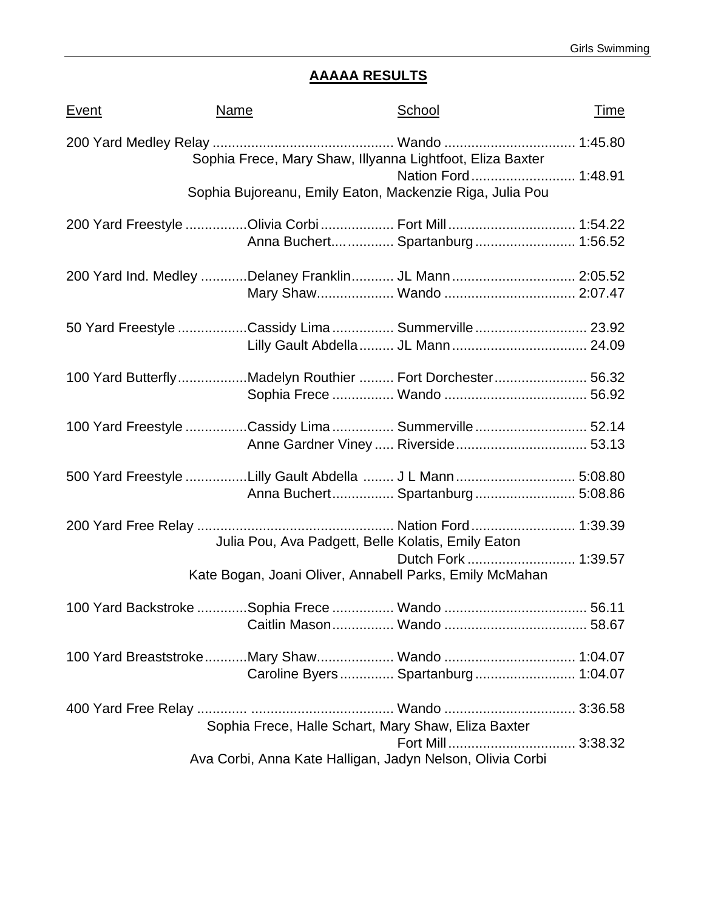## AAAAA RESULTS

| Event | Name | School | Time |
|---|---|---|---|
| 200 Yard Medley Relay | | Wando | 1:45.80 |
| | Sophia Frece, Mary Shaw, Illyanna Lightfoot, Eliza Baxter | | |
| | | Nation Ford | 1:48.91 |
| | Sophia Bujoreanu, Emily Eaton, Mackenzie Riga, Julia Pou | | |
| 200 Yard Freestyle | Olivia Corbi | Fort Mill | 1:54.22 |
| | Anna Buchert | Spartanburg | 1:56.52 |
| 200 Yard Ind. Medley | Delaney Franklin | JL Mann | 2:05.52 |
| | Mary Shaw | Wando | 2:07.47 |
| 50 Yard Freestyle | Cassidy Lima | Summerville | 23.92 |
| | Lilly Gault Abdella | JL Mann | 24.09 |
| 100 Yard Butterfly | Madelyn Routhier | Fort Dorchester | 56.32 |
| | Sophia Frece | Wando | 56.92 |
| 100 Yard Freestyle | Cassidy Lima | Summerville | 52.14 |
| | Anne Gardner Viney | Riverside | 53.13 |
| 500 Yard Freestyle | Lilly Gault Abdella | J L Mann | 5:08.80 |
| | Anna Buchert | Spartanburg | 5:08.86 |
| 200 Yard Free Relay | | Nation Ford | 1:39.39 |
| | Julia Pou, Ava Padgett, Belle Kolatis, Emily Eaton | | |
| | | Dutch Fork | 1:39.57 |
| | Kate Bogan, Joani Oliver, Annabell Parks, Emily McMahan | | |
| 100 Yard Backstroke | Sophia Frece | Wando | 56.11 |
| | Caitlin Mason | Wando | 58.67 |
| 100 Yard Breaststroke | Mary Shaw | Wando | 1:04.07 |
| | Caroline Byers | Spartanburg | 1:04.07 |
| 400 Yard Free Relay | | Wando | 3:36.58 |
| | Sophia Frece, Halle Schart, Mary Shaw, Eliza Baxter | | |
| | | Fort Mill | 3:38.32 |
| | Ava Corbi, Anna Kate Halligan, Jadyn Nelson, Olivia Corbi | | |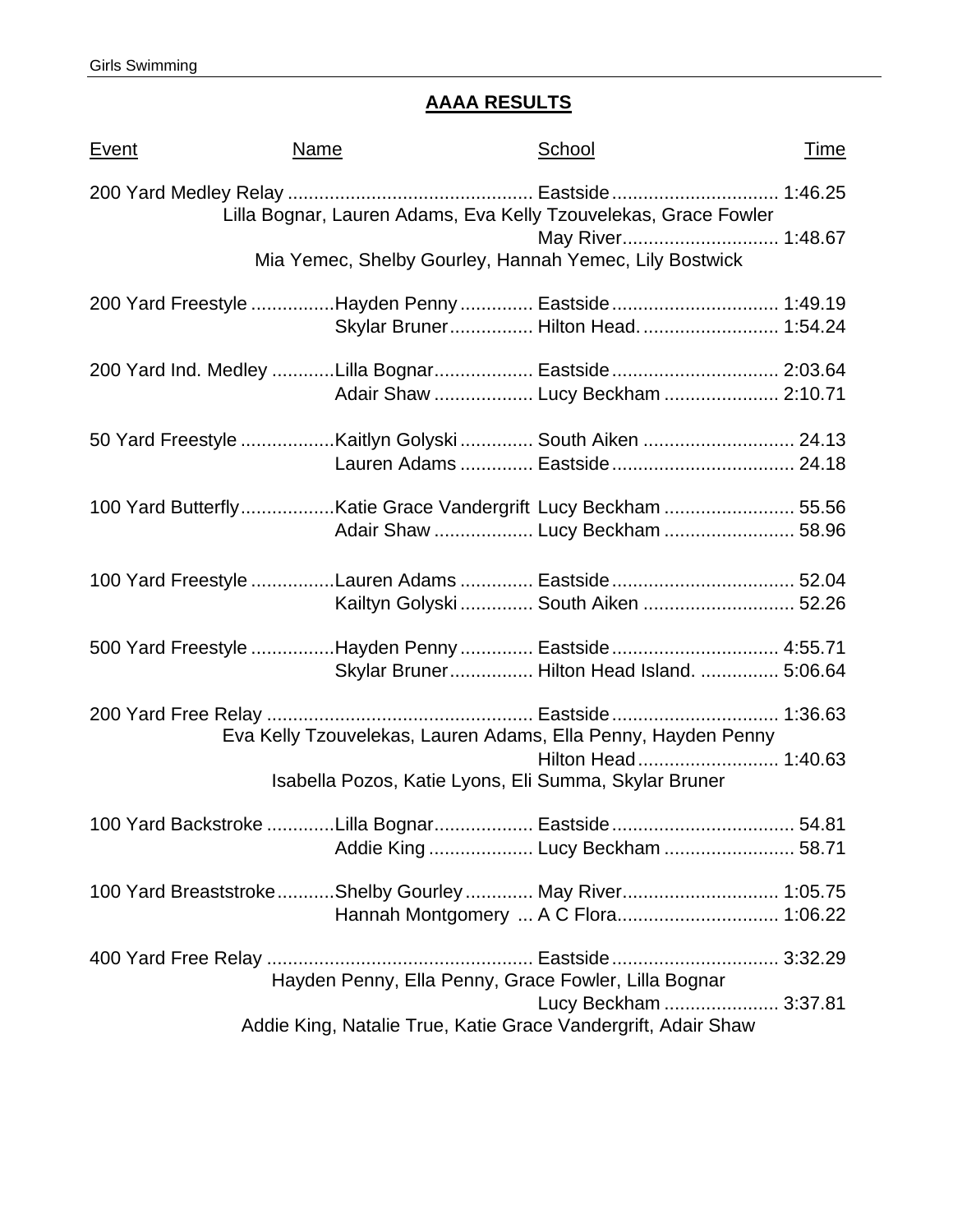## AAAA RESULTS

| Event | Name | School | Time |
|---|---|---|---|
| 200 Yard Medley Relay | | Eastside | 1:46.25 |
| | Lilla Bognar, Lauren Adams, Eva Kelly Tzouvelekas, Grace Fowler | | |
| | | May River | 1:48.67 |
| | Mia Yemec, Shelby Gourley, Hannah Yemec, Lily Bostwick | | |
| 200 Yard Freestyle | Hayden Penny | Eastside | 1:49.19 |
| | Skylar Bruner | Hilton Head. | 1:54.24 |
| 200 Yard Ind. Medley | Lilla Bognar | Eastside | 2:03.64 |
| | Adair Shaw | Lucy Beckham | 2:10.71 |
| 50 Yard Freestyle | Kaitlyn Golyski | South Aiken | 24.13 |
| | Lauren Adams | Eastside | 24.18 |
| 100 Yard Butterfly | Katie Grace Vandergrift | Lucy Beckham | 55.56 |
| | Adair Shaw | Lucy Beckham | 58.96 |
| 100 Yard Freestyle | Lauren Adams | Eastside | 52.04 |
| | Kailtyn Golyski | South Aiken | 52.26 |
| 500 Yard Freestyle | Hayden Penny | Eastside | 4:55.71 |
| | Skylar Bruner | Hilton Head Island. | 5:06.64 |
| 200 Yard Free Relay | | Eastside | 1:36.63 |
| | Eva Kelly Tzouvelekas, Lauren Adams, Ella Penny, Hayden Penny | | |
| | | Hilton Head | 1:40.63 |
| | Isabella Pozos, Katie Lyons, Eli Summa, Skylar Bruner | | |
| 100 Yard Backstroke | Lilla Bognar | Eastside | 54.81 |
| | Addie King | Lucy Beckham | 58.71 |
| 100 Yard Breaststroke | Shelby Gourley | May River | 1:05.75 |
| | Hannah Montgomery | A C Flora | 1:06.22 |
| 400 Yard Free Relay | | Eastside | 3:32.29 |
| | Hayden Penny, Ella Penny, Grace Fowler, Lilla Bognar | | |
| | | Lucy Beckham | 3:37.81 |
| | Addie King, Natalie True, Katie Grace Vandergrift, Adair Shaw | | |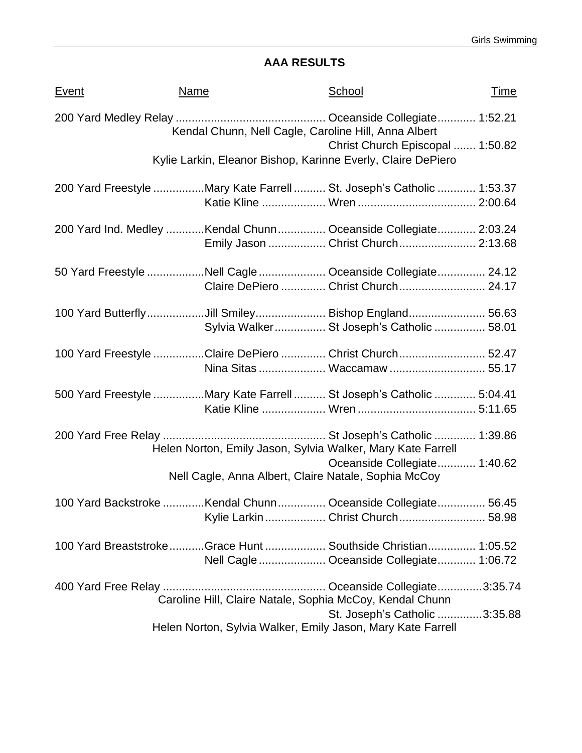## AAA RESULTS

| Event | Name | School | Time |
|---|---|---|---|
| 200 Yard Medley Relay | | Oceanside Collegiate | 1:52.21 |
| | Kendal Chunn, Nell Cagle, Caroline Hill, Anna Albert | | |
| | | Christ Church Episcopal | 1:50.82 |
| | Kylie Larkin, Eleanor Bishop, Karinne Everly, Claire DePiero | | |
| 200 Yard Freestyle | Mary Kate Farrell | St. Joseph's Catholic | 1:53.37 |
| | Katie Kline | Wren | 2:00.64 |
| 200 Yard Ind. Medley | Kendal Chunn | Oceanside Collegiate | 2:03.24 |
| | Emily Jason | Christ Church | 2:13.68 |
| 50 Yard Freestyle | Nell Cagle | Oceanside Collegiate | 24.12 |
| | Claire DePiero | Christ Church | 24.17 |
| 100 Yard Butterfly | Jill Smiley | Bishop England | 56.63 |
| | Sylvia Walker | St Joseph's Catholic | 58.01 |
| 100 Yard Freestyle | Claire DePiero | Christ Church | 52.47 |
| | Nina Sitas | Waccamaw | 55.17 |
| 500 Yard Freestyle | Mary Kate Farrell | St Joseph's Catholic | 5:04.41 |
| | Katie Kline | Wren | 5:11.65 |
| 200 Yard Free Relay | | St Joseph's Catholic | 1:39.86 |
| | Helen Norton, Emily Jason, Sylvia Walker, Mary Kate Farrell | | |
| | | Oceanside Collegiate | 1:40.62 |
| | Nell Cagle, Anna Albert, Claire Natale, Sophia McCoy | | |
| 100 Yard Backstroke | Kendal Chunn | Oceanside Collegiate | 56.45 |
| | Kylie Larkin | Christ Church | 58.98 |
| 100 Yard Breaststroke | Grace Hunt | Southside Christian | 1:05.52 |
| | Nell Cagle | Oceanside Collegiate | 1:06.72 |
| 400 Yard Free Relay | | Oceanside Collegiate | 3:35.74 |
| | Caroline Hill, Claire Natale, Sophia McCoy, Kendal Chunn | | |
| | | St. Joseph's Catholic | 3:35.88 |
| | Helen Norton, Sylvia Walker, Emily Jason, Mary Kate Farrell | | |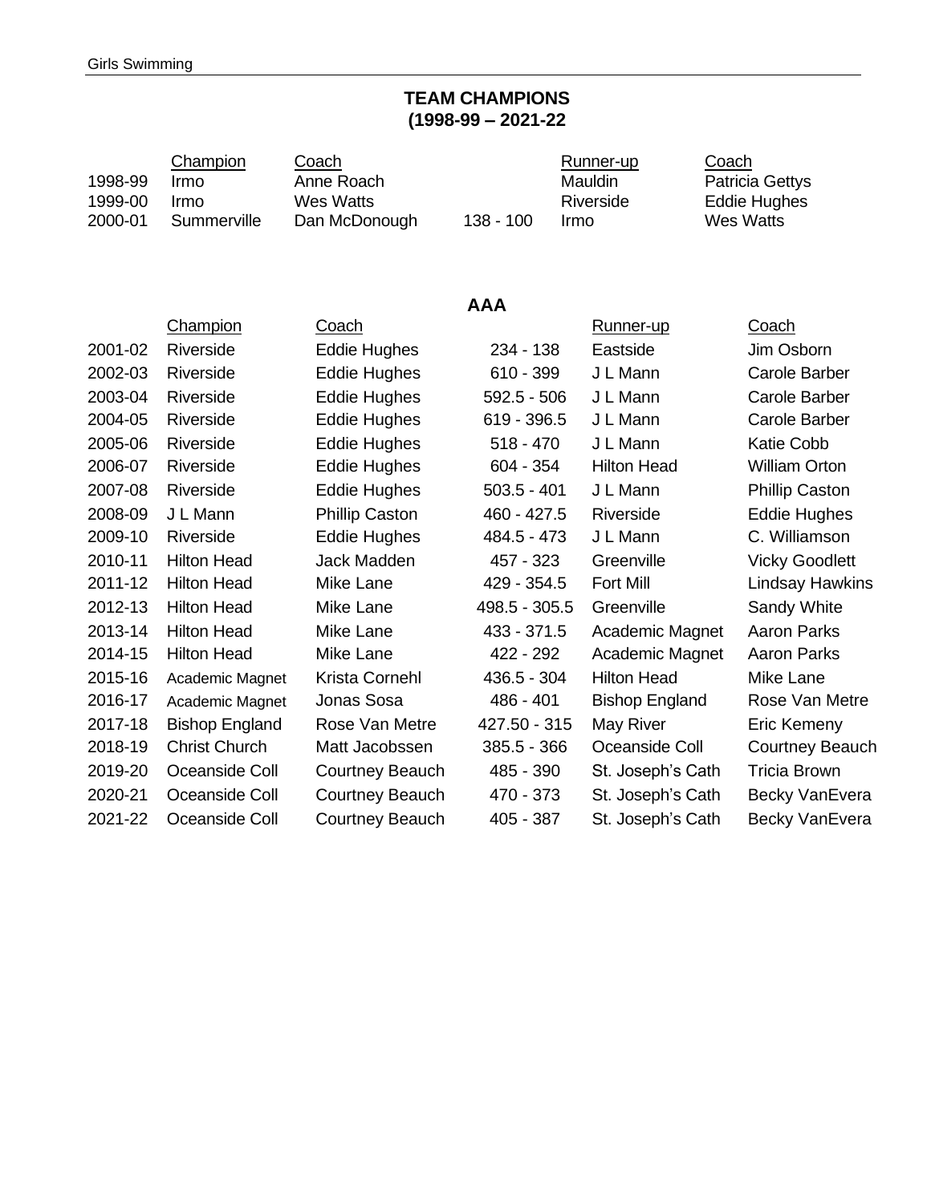## TEAM CHAMPIONS
## (1998-99 – 2021-22

| | Champion | Coach | | Runner-up | Coach |
|---|---|---|---|---|---|
| 1998-99 | Irmo | Anne Roach | | Mauldin | Patricia Gettys |
| 1999-00 | Irmo | Wes Watts | | Riverside | Eddie Hughes |
| 2000-01 | Summerville | Dan McDonough | 138 - 100 | Irmo | Wes Watts |

### AAA

| | Champion | Coach | | Runner-up | Coach |
|---|---|---|---|---|---|
| 2001-02 | Riverside | Eddie Hughes | 234 - 138 | Eastside | Jim Osborn |
| 2002-03 | Riverside | Eddie Hughes | 610 - 399 | J L Mann | Carole Barber |
| 2003-04 | Riverside | Eddie Hughes | 592.5 - 506 | J L Mann | Carole Barber |
| 2004-05 | Riverside | Eddie Hughes | 619 - 396.5 | J L Mann | Carole Barber |
| 2005-06 | Riverside | Eddie Hughes | 518 - 470 | J L Mann | Katie Cobb |
| 2006-07 | Riverside | Eddie Hughes | 604 - 354 | Hilton Head | William Orton |
| 2007-08 | Riverside | Eddie Hughes | 503.5 - 401 | J L Mann | Phillip Caston |
| 2008-09 | J L Mann | Phillip Caston | 460 - 427.5 | Riverside | Eddie Hughes |
| 2009-10 | Riverside | Eddie Hughes | 484.5 - 473 | J L Mann | C. Williamson |
| 2010-11 | Hilton Head | Jack Madden | 457 - 323 | Greenville | Vicky Goodlett |
| 2011-12 | Hilton Head | Mike Lane | 429 - 354.5 | Fort Mill | Lindsay Hawkins |
| 2012-13 | Hilton Head | Mike Lane | 498.5 - 305.5 | Greenville | Sandy White |
| 2013-14 | Hilton Head | Mike Lane | 433 - 371.5 | Academic Magnet | Aaron Parks |
| 2014-15 | Hilton Head | Mike Lane | 422 - 292 | Academic Magnet | Aaron Parks |
| 2015-16 | Academic Magnet | Krista Cornehl | 436.5 - 304 | Hilton Head | Mike Lane |
| 2016-17 | Academic Magnet | Jonas Sosa | 486 - 401 | Bishop England | Rose Van Metre |
| 2017-18 | Bishop England | Rose Van Metre | 427.50 - 315 | May River | Eric Kemeny |
| 2018-19 | Christ Church | Matt Jacobssen | 385.5 - 366 | Oceanside Coll | Courtney Beauch |
| 2019-20 | Oceanside Coll | Courtney Beauch | 485 - 390 | St. Joseph's Cath | Tricia Brown |
| 2020-21 | Oceanside Coll | Courtney Beauch | 470 - 373 | St. Joseph's Cath | Becky VanEvera |
| 2021-22 | Oceanside Coll | Courtney Beauch | 405 - 387 | St. Joseph's Cath | Becky VanEvera |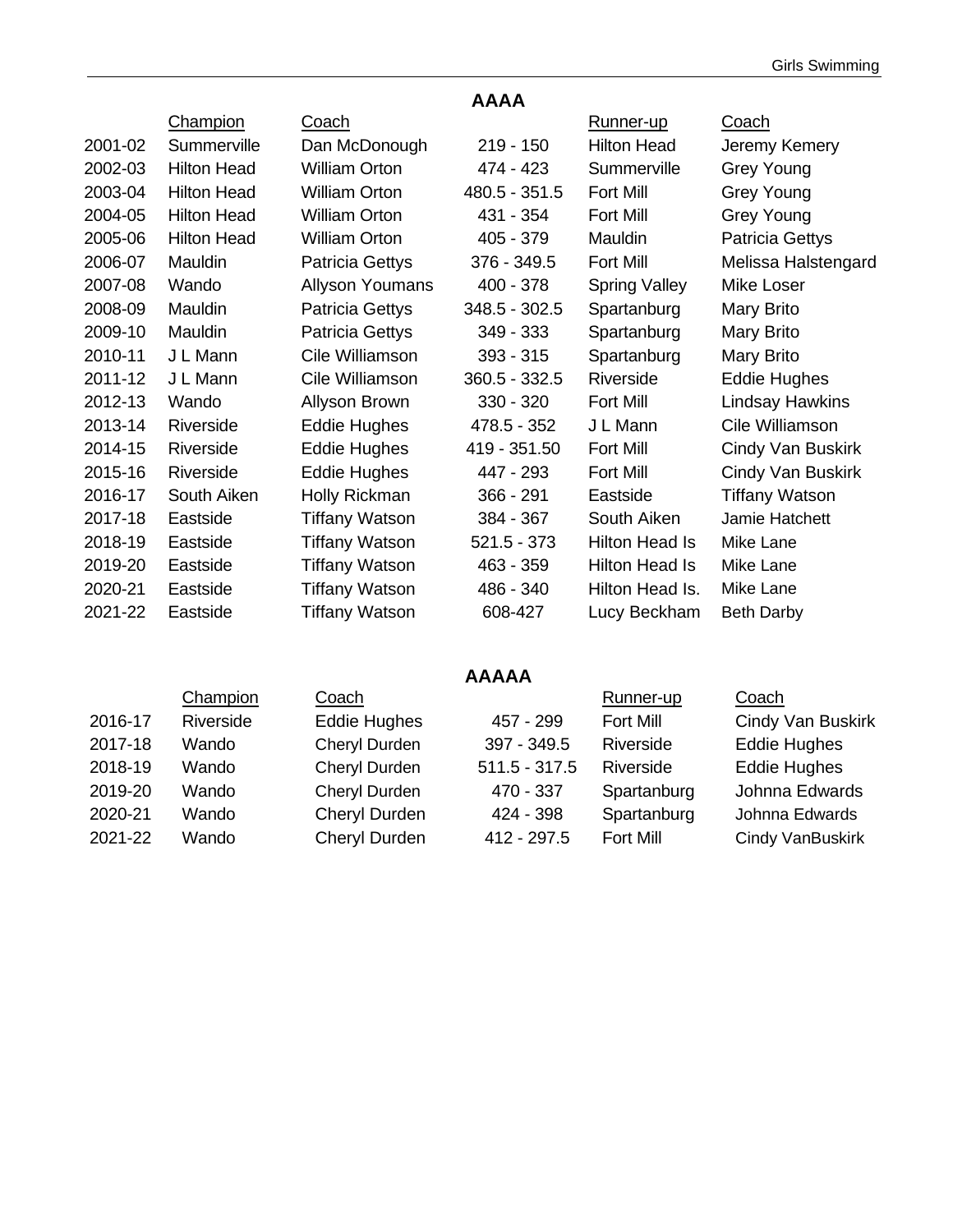## AAAA

| | Champion | Coach | | Runner-up | Coach |
|---|---|---|---|---|---|
| 2001-02 | Summerville | Dan McDonough | 219 - 150 | Hilton Head | Jeremy Kemery |
| 2002-03 | Hilton Head | William Orton | 474 - 423 | Summerville | Grey Young |
| 2003-04 | Hilton Head | William Orton | 480.5 - 351.5 | Fort Mill | Grey Young |
| 2004-05 | Hilton Head | William Orton | 431 - 354 | Fort Mill | Grey Young |
| 2005-06 | Hilton Head | William Orton | 405 - 379 | Mauldin | Patricia Gettys |
| 2006-07 | Mauldin | Patricia Gettys | 376 - 349.5 | Fort Mill | Melissa Halstengard |
| 2007-08 | Wando | Allyson Youmans | 400 - 378 | Spring Valley | Mike Loser |
| 2008-09 | Mauldin | Patricia Gettys | 348.5 - 302.5 | Spartanburg | Mary Brito |
| 2009-10 | Mauldin | Patricia Gettys | 349 - 333 | Spartanburg | Mary Brito |
| 2010-11 | J L Mann | Cile Williamson | 393 - 315 | Spartanburg | Mary Brito |
| 2011-12 | J L Mann | Cile Williamson | 360.5 - 332.5 | Riverside | Eddie Hughes |
| 2012-13 | Wando | Allyson Brown | 330 - 320 | Fort Mill | Lindsay Hawkins |
| 2013-14 | Riverside | Eddie Hughes | 478.5 - 352 | J L Mann | Cile Williamson |
| 2014-15 | Riverside | Eddie Hughes | 419 - 351.50 | Fort Mill | Cindy Van Buskirk |
| 2015-16 | Riverside | Eddie Hughes | 447 - 293 | Fort Mill | Cindy Van Buskirk |
| 2016-17 | South Aiken | Holly Rickman | 366 - 291 | Eastside | Tiffany Watson |
| 2017-18 | Eastside | Tiffany Watson | 384 - 367 | South Aiken | Jamie Hatchett |
| 2018-19 | Eastside | Tiffany Watson | 521.5 - 373 | Hilton Head Is | Mike Lane |
| 2019-20 | Eastside | Tiffany Watson | 463 - 359 | Hilton Head Is | Mike Lane |
| 2020-21 | Eastside | Tiffany Watson | 486 - 340 | Hilton Head Is. | Mike Lane |
| 2021-22 | Eastside | Tiffany Watson | 608-427 | Lucy Beckham | Beth Darby |

## AAAAA

| | Champion | Coach | | Runner-up | Coach |
|---|---|---|---|---|---|
| 2016-17 | Riverside | Eddie Hughes | 457 - 299 | Fort Mill | Cindy Van Buskirk |
| 2017-18 | Wando | Cheryl Durden | 397 - 349.5 | Riverside | Eddie Hughes |
| 2018-19 | Wando | Cheryl Durden | 511.5 - 317.5 | Riverside | Eddie Hughes |
| 2019-20 | Wando | Cheryl Durden | 470 - 337 | Spartanburg | Johnna Edwards |
| 2020-21 | Wando | Cheryl Durden | 424 - 398 | Spartanburg | Johnna Edwards |
| 2021-22 | Wando | Cheryl Durden | 412 - 297.5 | Fort Mill | Cindy VanBuskirk |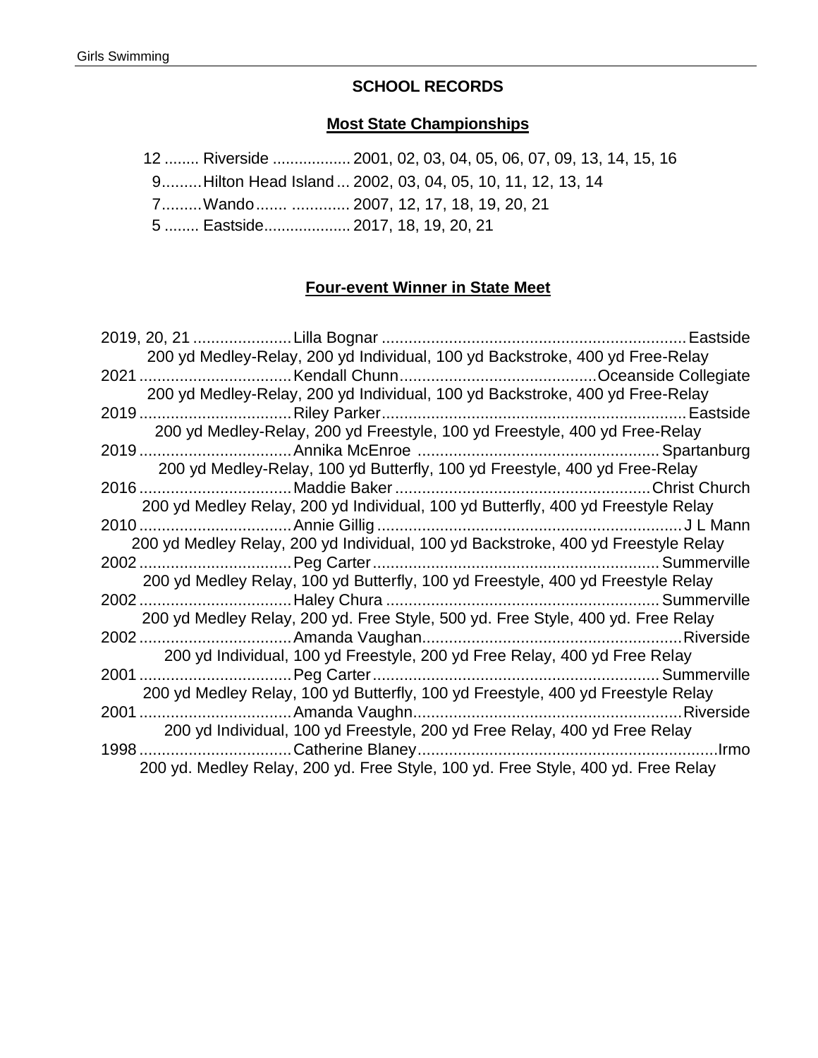## SCHOOL RECORDS

### Most State Championships

12 ........ Riverside ................. 2001, 02, 03, 04, 05, 06, 07, 09, 13, 14, 15, 16

9.........Hilton Head Island ... 2002, 03, 04, 05, 10, 11, 12, 13, 14

7.........Wando....... ............. 2007, 12, 17, 18, 19, 20, 21

5 ........ Eastside................... 2017, 18, 19, 20, 21

### Four-event Winner in State Meet

2019, 20, 21 ...................... Lilla Bognar .................................................................... Eastside
200 yd Medley-Relay, 200 yd Individual, 100 yd Backstroke, 400 yd Free-Relay

2021 .................................. Kendall Chunn.............................................Oceanside Collegiate
200 yd Medley-Relay, 200 yd Individual, 100 yd Backstroke, 400 yd Free-Relay

2019 .................................. Riley Parker.................................................................... Eastside
200 yd Medley-Relay, 200 yd Freestyle, 100 yd Freestyle, 400 yd Free-Relay

2019 .................................. Annika McEnroe ..................................................... Spartanburg
200 yd Medley-Relay, 100 yd Butterfly, 100 yd Freestyle, 400 yd Free-Relay

2016 .................................. Maddie Baker ......................................................... Christ Church
200 yd Medley Relay, 200 yd Individual, 100 yd Butterfly, 400 yd Freestyle Relay

2010 .................................. Annie Gillig .................................................................... J L Mann
200 yd Medley Relay, 200 yd Individual, 100 yd Backstroke, 400 yd Freestyle Relay

2002 .................................. Peg Carter............................................................... Summerville
200 yd Medley Relay, 100 yd Butterfly, 100 yd Freestyle, 400 yd Freestyle Relay

2002 .................................. Haley Chura ............................................................ Summerville
200 yd Medley Relay, 200 yd. Free Style, 500 yd. Free Style, 400 yd. Free Relay

2002 .................................. Amanda Vaughan.......................................................... Riverside
200 yd Individual, 100 yd Freestyle, 200 yd Free Relay, 400 yd Free Relay

2001 .................................. Peg Carter............................................................... Summerville
200 yd Medley Relay, 100 yd Butterfly, 100 yd Freestyle, 400 yd Freestyle Relay

2001 .................................. Amanda Vaughn............................................................ Riverside
200 yd Individual, 100 yd Freestyle, 200 yd Free Relay, 400 yd Free Relay

1998 .................................. Catherine Blaney...................................................................Irmo
200 yd. Medley Relay, 200 yd. Free Style, 100 yd. Free Style, 400 yd. Free Relay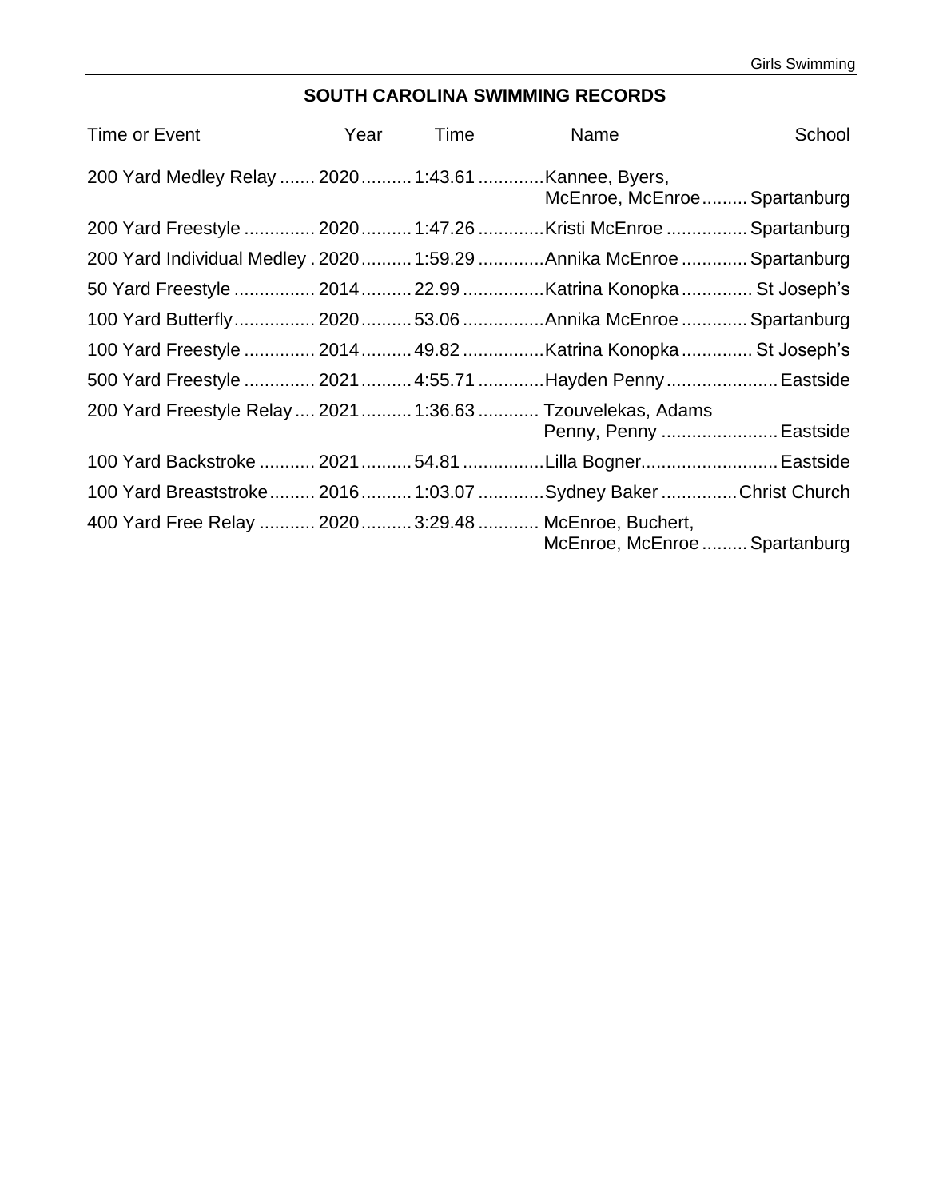## SOUTH CAROLINA SWIMMING RECORDS

| Time or Event | Year | Time | Name | School |
|---|---|---|---|---|
| 200 Yard Medley Relay | 2020 | 1:43.61 | Kannee, Byers, McEnroe, McEnroe | Spartanburg |
| 200 Yard Freestyle | 2020 | 1:47.26 | Kristi McEnroe | Spartanburg |
| 200 Yard Individual Medley | 2020 | 1:59.29 | Annika McEnroe | Spartanburg |
| 50 Yard Freestyle | 2014 | 22.99 | Katrina Konopka | St Joseph's |
| 100 Yard Butterfly | 2020 | 53.06 | Annika McEnroe | Spartanburg |
| 100 Yard Freestyle | 2014 | 49.82 | Katrina Konopka | St Joseph's |
| 500 Yard Freestyle | 2021 | 4:55.71 | Hayden Penny | Eastside |
| 200 Yard Freestyle Relay | 2021 | 1:36.63 | Tzouvelekas, Adams Penny, Penny | Eastside |
| 100 Yard Backstroke | 2021 | 54.81 | Lilla Bogner | Eastside |
| 100 Yard Breaststroke | 2016 | 1:03.07 | Sydney Baker | Christ Church |
| 400 Yard Free Relay | 2020 | 3:29.48 | McEnroe, Buchert, McEnroe, McEnroe | Spartanburg |